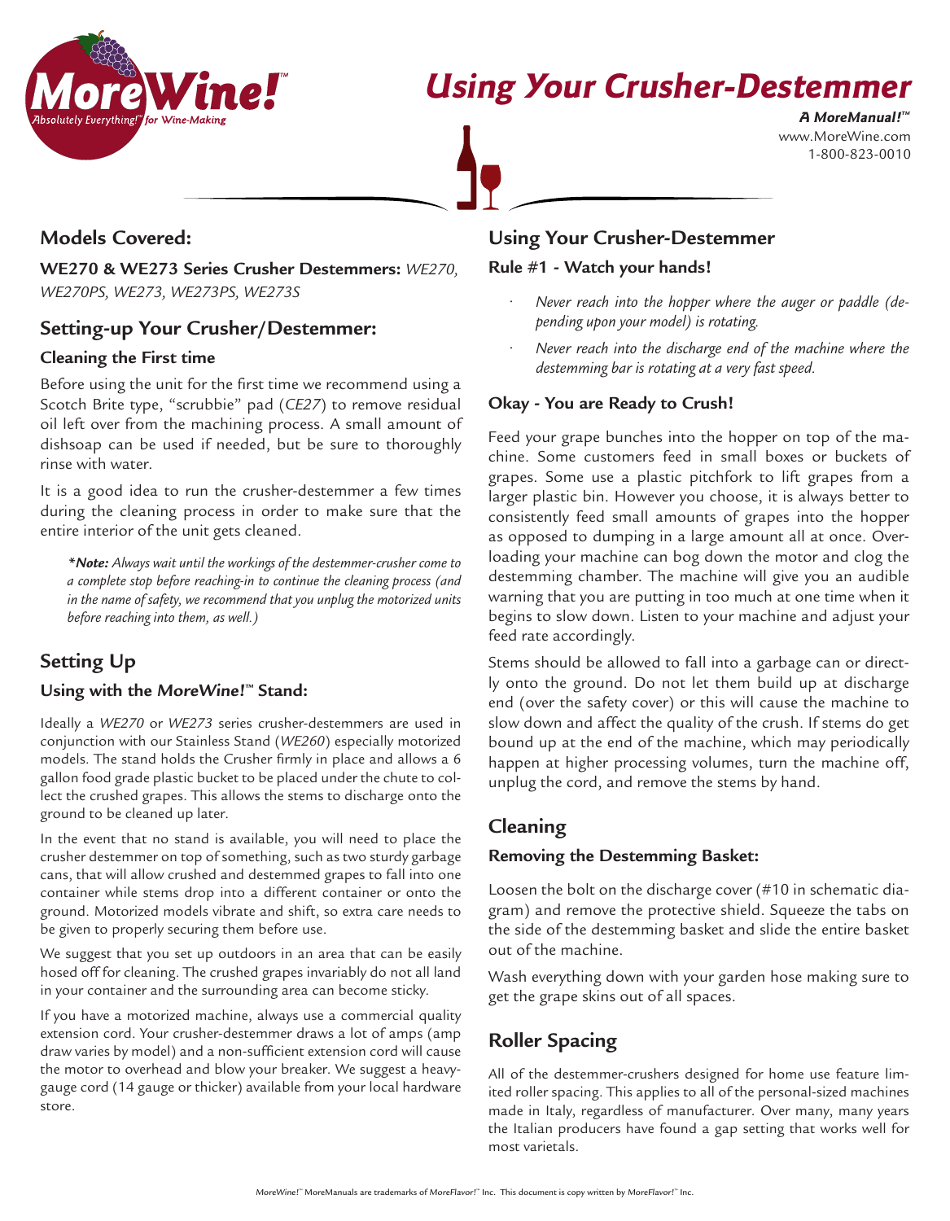# Using Your Crusher-Destemmer

**A MoreManual!™**
www.MoreWine.com
1-800-823-0010

## Models Covered:

**WE270 & WE273 Series Crusher Destemmers:** *WE270, WE270PS, WE273, WE273PS, WE273S*

## Setting-up Your Crusher/Destemmer:

### Cleaning the First time

Before using the unit for the first time we recommend using a Scotch Brite type, "scrubbie" pad (*CE27*) to remove residual oil left over from the machining process. A small amount of dishsoap can be used if needed, but be sure to thoroughly rinse with water.

It is a good idea to run the crusher-destemmer a few times during the cleaning process in order to make sure that the entire interior of the unit gets cleaned.

> ***Note:** Always wait until the workings of the destemmer-crusher come to a complete stop before reaching-in to continue the cleaning process (and in the name of safety, we recommend that you unplug the motorized units before reaching into them, as well.)*

## Setting Up

### Using with the *MoreWine!*™ Stand:

Ideally a *WE270* or *WE273* series crusher-destemmers are used in conjunction with our Stainless Stand (*WE260*) especially motorized models. The stand holds the Crusher firmly in place and allows a 6 gallon food grade plastic bucket to be placed under the chute to collect the crushed grapes. This allows the stems to discharge onto the ground to be cleaned up later.

In the event that no stand is available, you will need to place the crusher destemmer on top of something, such as two sturdy garbage cans, that will allow crushed and destemmed grapes to fall into one container while stems drop into a different container or onto the ground. Motorized models vibrate and shift, so extra care needs to be given to properly securing them before use.

We suggest that you set up outdoors in an area that can be easily hosed off for cleaning. The crushed grapes invariably do not all land in your container and the surrounding area can become sticky.

If you have a motorized machine, always use a commercial quality extension cord. Your crusher-destemmer draws a lot of amps (amp draw varies by model) and a non-sufficient extension cord will cause the motor to overhead and blow your breaker. We suggest a heavy-gauge cord (14 gauge or thicker) available from your local hardware store.

## Using Your Crusher-Destemmer

### Rule #1 - Watch your hands!

- *Never reach into the hopper where the auger or paddle (depending upon your model) is rotating.*
- *Never reach into the discharge end of the machine where the destemming bar is rotating at a very fast speed.*

### Okay - You are Ready to Crush!

Feed your grape bunches into the hopper on top of the machine. Some customers feed in small boxes or buckets of grapes. Some use a plastic pitchfork to lift grapes from a larger plastic bin. However you choose, it is always better to consistently feed small amounts of grapes into the hopper as opposed to dumping in a large amount all at once. Overloading your machine can bog down the motor and clog the destemming chamber. The machine will give you an audible warning that you are putting in too much at one time when it begins to slow down. Listen to your machine and adjust your feed rate accordingly.

Stems should be allowed to fall into a garbage can or directly onto the ground. Do not let them build up at discharge end (over the safety cover) or this will cause the machine to slow down and affect the quality of the crush. If stems do get bound up at the end of the machine, which may periodically happen at higher processing volumes, turn the machine off, unplug the cord, and remove the stems by hand.

## Cleaning

### Removing the Destemming Basket:

Loosen the bolt on the discharge cover (#10 in schematic diagram) and remove the protective shield. Squeeze the tabs on the side of the destemming basket and slide the entire basket out of the machine.

Wash everything down with your garden hose making sure to get the grape skins out of all spaces.

## Roller Spacing

All of the destemmer-crushers designed for home use feature limited roller spacing. This applies to all of the personal-sized machines made in Italy, regardless of manufacturer. Over many, many years the Italian producers have found a gap setting that works well for most varietals.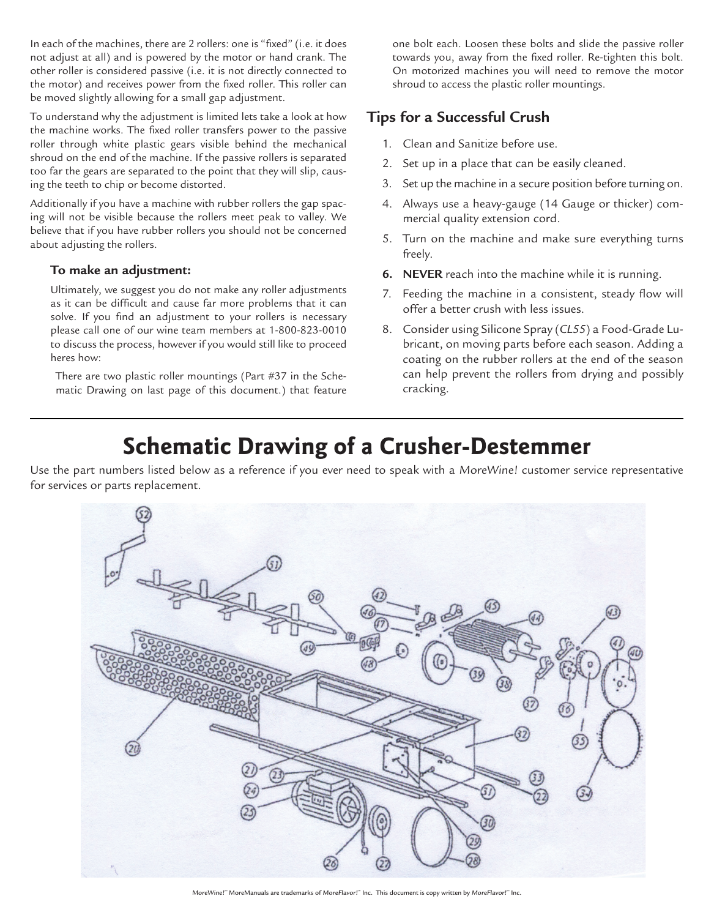In each of the machines, there are 2 rollers: one is "fixed" (i.e. it does not adjust at all) and is powered by the motor or hand crank. The other roller is considered passive (i.e. it is not directly connected to the motor) and receives power from the fixed roller. This roller can be moved slightly allowing for a small gap adjustment.

To understand why the adjustment is limited lets take a look at how the machine works. The fixed roller transfers power to the passive roller through white plastic gears visible behind the mechanical shroud on the end of the machine. If the passive rollers is separated too far the gears are separated to the point that they will slip, causing the teeth to chip or become distorted.

Additionally if you have a machine with rubber rollers the gap spacing will not be visible because the rollers meet peak to valley. We believe that if you have rubber rollers you should not be concerned about adjusting the rollers.

### To make an adjustment:

Ultimately, we suggest you do not make any roller adjustments as it can be difficult and cause far more problems that it can solve. If you find an adjustment to your rollers is necessary please call one of our wine team members at 1-800-823-0010 to discuss the process, however if you would still like to proceed heres how:

There are two plastic roller mountings (Part #37 in the Schematic Drawing on last page of this document.) that feature one bolt each. Loosen these bolts and slide the passive roller towards you, away from the fixed roller. Re-tighten this bolt. On motorized machines you will need to remove the motor shroud to access the plastic roller mountings.

## Tips for a Successful Crush

1. Clean and Sanitize before use.
2. Set up in a place that can be easily cleaned.
3. Set up the machine in a secure position before turning on.
4. Always use a heavy-gauge (14 Gauge or thicker) commercial quality extension cord.
5. Turn on the machine and make sure everything turns freely.
6. **NEVER** reach into the machine while it is running.
7. Feeding the machine in a consistent, steady flow will offer a better crush with less issues.
8. Consider using Silicone Spray (*CL55*) a Food-Grade Lubricant, on moving parts before each season. Adding a coating on the rubber rollers at the end of the season can help prevent the rollers from drying and possibly cracking.

# Schematic Drawing of a Crusher-Destemmer

Use the part numbers listed below as a reference if you ever need to speak with a *MoreWine!* customer service representative for services or parts replacement.

52
51
50
49
48
47
46
42
45
44
43
41
40
39
38
37
36
35
34
33
22
32
31
30
29
28
27
26
25
24
23
21
20

MoreWine!™ MoreManuals are trademarks of MoreFlavor!™ Inc. This document is copy written by MoreFlavor!™ Inc.